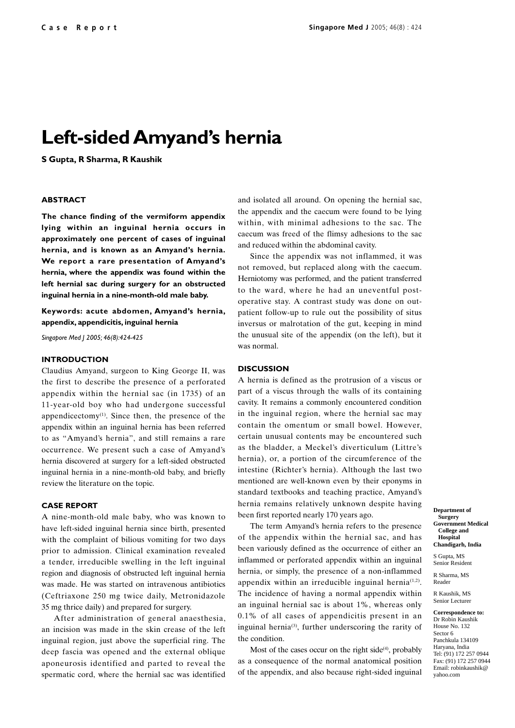# Left-sided Amyand's hernia

**S Gupta, R Sharma, R Kaushik**

### ABSTRACT

**The chance finding of the vermiform appendix lying within an inguinal hernia occurs in approximately one percent of cases of inguinal hernia, and is known as an Amyand's hernia. We report a rare presentation of Amyand's hernia, where the appendix was found within the left hernial sac during surgery for an obstructed inguinal hernia in a nine-month-old male baby.**

**Keywords: acute abdomen, Amyand's hernia, appendix, appendicitis, inguinal hernia**

*Singapore Med J 2005; 46(8):424-425*

### INTRODUCTION

Claudius Amyand, surgeon to King George II, was the first to describe the presence of a perforated appendix within the hernial sac (in 1735) of an 11-year-old boy who had undergone successful appendicectomy[1]. Since then, the presence of the appendix within an inguinal hernia has been referred to as "Amyand's hernia", and still remains a rare occurrence. We present such a case of Amyand's hernia discovered at surgery for a left-sided obstructed inguinal hernia in a nine-month-old baby, and briefly review the literature on the topic.

### CASE REPORT

A nine-month-old male baby, who was known to have left-sided inguinal hernia since birth, presented with the complaint of bilious vomiting for two days prior to admission. Clinical examination revealed a tender, irreducible swelling in the left inguinal region and diagnosis of obstructed left inguinal hernia was made. He was started on intravenous antibiotics (Ceftriaxone 250 mg twice daily, Metronidazole 35 mg thrice daily) and prepared for surgery.

After administration of general anaesthesia, an incision was made in the skin crease of the left inguinal region, just above the superficial ring. The deep fascia was opened and the external oblique aponeurosis identified and parted to reveal the spermatic cord, where the hernial sac was identified and isolated all around. On opening the hernial sac, the appendix and the caecum were found to be lying within, with minimal adhesions to the sac. The caecum was freed of the flimsy adhesions to the sac and reduced within the abdominal cavity.

Since the appendix was not inflammed, it was not removed, but replaced along with the caecum. Herniotomy was performed, and the patient transferred to the ward, where he had an uneventful post-operative stay. A contrast study was done on out-patient follow-up to rule out the possibility of situs inversus or malrotation of the gut, keeping in mind the unusual site of the appendix (on the left), but it was normal.

### DISCUSSION

A hernia is defined as the protrusion of a viscus or part of a viscus through the walls of its containing cavity. It remains a commonly encountered condition in the inguinal region, where the hernial sac may contain the omentum or small bowel. However, certain unusual contents may be encountered such as the bladder, a Meckel's diverticulum (Littre's hernia), or, a portion of the circumference of the intestine (Richter's hernia). Although the last two mentioned are well-known even by their eponyms in standard textbooks and teaching practice, Amyand's hernia remains relatively unknown despite having been first reported nearly 170 years ago.

The term Amyand's hernia refers to the presence of the appendix within the hernial sac, and has been variously defined as the occurrence of either an inflammed or perforated appendix within an inguinal hernia, or simply, the presence of a non-inflammed appendix within an irreducible inguinal hernia[1,2]. The incidence of having a normal appendix within an inguinal hernial sac is about 1%, whereas only 0.1% of all cases of appendicitis present in an inguinal hernia[3], further underscoring the rarity of the condition.

Most of the cases occur on the right side[4], probably as a consequence of the normal anatomical position of the appendix, and also because right-sided inguinal

**Department of Surgery Government Medical College and Hospital Chandigarh, India**

S Gupta, MS
Senior Resident

R Sharma, MS
Reader

R Kaushik, MS
Senior Lecturer

**Correspondence to:**
Dr Robin Kaushik
House No. 132
Sector 6
Panchkula 134109
Haryana, India
Tel: (91) 172 257 0944
Fax: (91) 172 257 0944
Email: robinkaushik@yahoo.com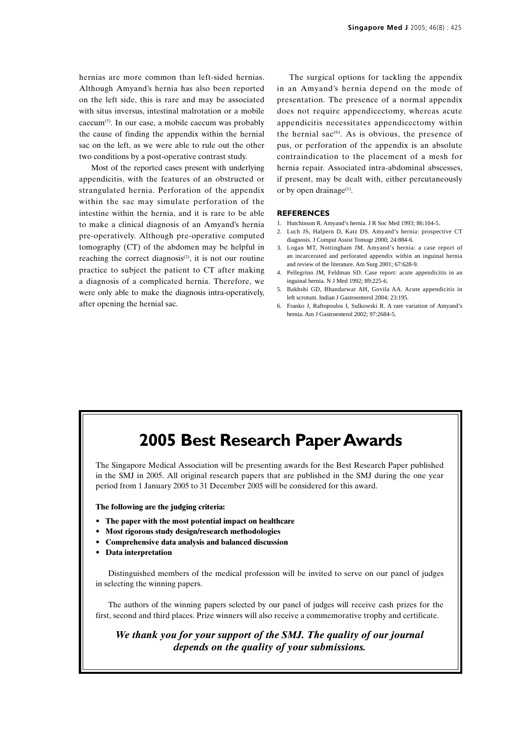hernias are more common than left-sided hernias. Although Amyand's hernia has also been reported on the left side, this is rare and may be associated with situs inversus, intestinal malrotation or a mobile caecum[5]. In our case, a mobile caecum was probably the cause of finding the appendix within the hernial sac on the left, as we were able to rule out the other two conditions by a post-operative contrast study.

Most of the reported cases present with underlying appendicitis, with the features of an obstructed or strangulated hernia. Perforation of the appendix within the sac may simulate perforation of the intestine within the hernia, and it is rare to be able to make a clinical diagnosis of an Amyand's hernia pre-operatively. Although pre-operative computed tomography (CT) of the abdomen may be helpful in reaching the correct diagnosis[2], it is not our routine practice to subject the patient to CT after making a diagnosis of a complicated hernia. Therefore, we were only able to make the diagnosis intra-operatively, after opening the hernial sac.

The surgical options for tackling the appendix in an Amyand's hernia depend on the mode of presentation. The presence of a normal appendix does not require appendicectomy, whereas acute appendicitis necessitates appendicectomy within the hernial sac[6]. As is obvious, the presence of pus, or perforation of the appendix is an absolute contraindication to the placement of a mesh for hernia repair. Associated intra-abdominal abscesses, if present, may be dealt with, either percutaneously or by open drainage[1].

## REFERENCES

1. Hutchinson R. Amyand's hernia. J R Soc Med 1993; 86:104-5.
2. Luch JS, Halpern D, Katz DS. Amyand's hernia: prospective CT diagnosis. J Comput Assist Tomogr 2000; 24:884-6.
3. Logan MT, Nottingham JM. Amyand's hernia: a case report of an incarcerated and perforated appendix within an inguinal hernia and review of the literature. Am Surg 2001; 67:628-9.
4. Pellegrino JM, Feldman SD. Case report: acute appendicitis in an inguinal hernia. N J Med 1992; 89:225-6.
5. Bakhshi GD, Bhandarwar AH, Govila AA. Acute appendicitis in left scrotum. Indian J Gastroenterol 2004; 23:195.
6. Franko J, Raftopoulos I, Sulkowski R. A rare variation of Amyand's hernia. Am J Gastroenterol 2002; 97:2684-5.

# 2005 Best Research Paper Awards

The Singapore Medical Association will be presenting awards for the Best Research Paper published in the SMJ in 2005. All original research papers that are published in the SMJ during the one year period from 1 January 2005 to 31 December 2005 will be considered for this award.

**The following are the judging criteria:**

- **The paper with the most potential impact on healthcare**
- **Most rigorous study design/research methodologies**
- **Comprehensive data analysis and balanced discussion**
- **Data interpretation**

Distinguished members of the medical profession will be invited to serve on our panel of judges in selecting the winning papers.

The authors of the winning papers selected by our panel of judges will receive cash prizes for the first, second and third places. Prize winners will also receive a commemorative trophy and certificate.

***We thank you for your support of the SMJ. The quality of our journal depends on the quality of your submissions.***